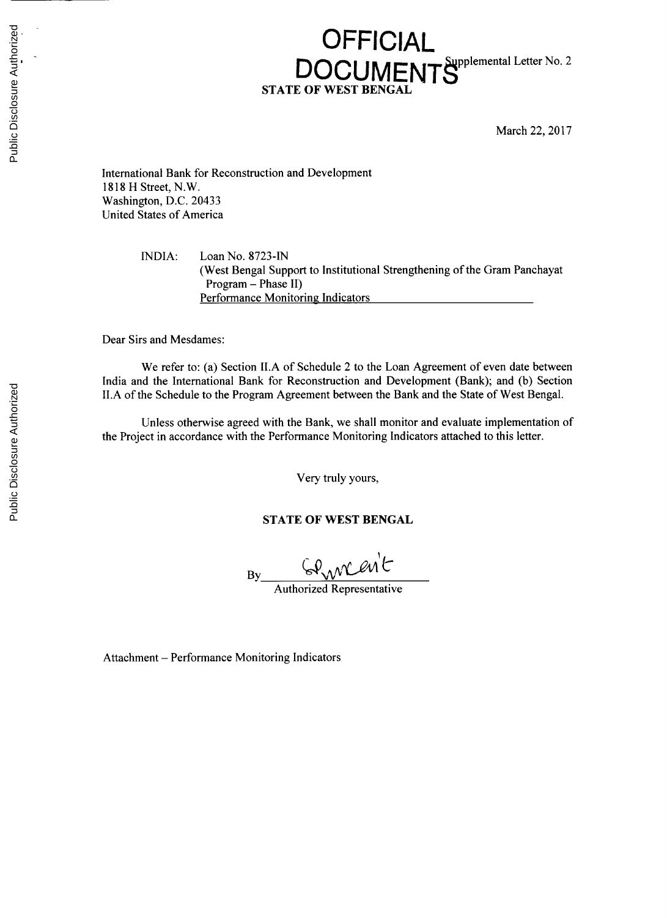# OFFICIAL DOCUMENTS

Supplemental Letter No. 2

**STATE OF WEST BENGAL**

March 22, 2017

International Bank for Reconstruction and Development
1818 H Street, N.W.
Washington, D.C. 20433
United States of America

INDIA: Loan No. 8723-IN
(West Bengal Support to Institutional Strengthening of the Gram Panchayat Program – Phase II)
Performance Monitoring Indicators

Dear Sirs and Mesdames:

We refer to: (a) Section II.A of Schedule 2 to the Loan Agreement of even date between India and the International Bank for Reconstruction and Development (Bank); and (b) Section II.A of the Schedule to the Program Agreement between the Bank and the State of West Bengal.

Unless otherwise agreed with the Bank, we shall monitor and evaluate implementation of the Project in accordance with the Performance Monitoring Indicators attached to this letter.

Very truly yours,

**STATE OF WEST BENGAL**

By ______________________
Authorized Representative

Attachment – Performance Monitoring Indicators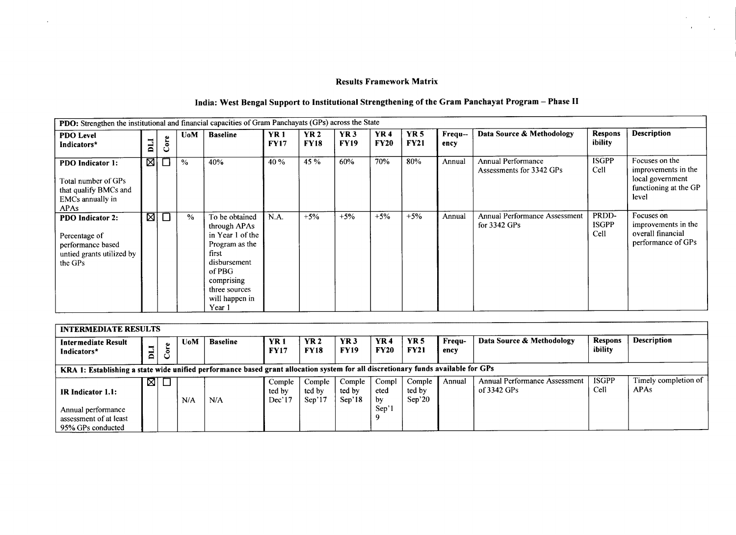### Results Framework Matrix

### India: West Bengal Support to Institutional Strengthening of the Gram Panchayat Program – Phase II

| PDO: Strengthen the institutional and financial capacities of Gram Panchayats (GPs) across the State | | | | | | | | | | | | | | |
|---|---|---|---|---|---|---|---|---|---|---|---|---|---|---|
| **PDO Level Indicators*** | **DLI** | **Core** | **UoM** | **Baseline** | **YR 1 FY17** | **YR 2 FY18** | **YR 3 FY19** | **YR 4 FY20** | **YR 5 FY21** | **Frequ-- ency** | **Data Source & Methodology** | **Respons ibility** | **Description** |
| **PDO Indicator 1:** Total number of GPs that qualify BMCs and EMCs annually in APAs | ☒ | ☐ | % | 40% | 40 % | 45 % | 60% | 70% | 80% | Annual | Annual Performance Assessments for 3342 GPs | ISGPP Cell | Focuses on the improvements in the local government functioning at the GP level |
| **PDO Indicator 2:** Percentage of performance based untied grants utilized by the GPs | ☒ | ☐ | % | To be obtained through APAs in Year 1 of the Program as the first disbursement of PBG comprising three sources will happen in Year 1 | N.A. | +5% | +5% | +5% | +5% | Annual | Annual Performance Assessment for 3342 GPs | PRDD-ISGPP Cell | Focuses on improvements in the overall financial performance of GPs |

| INTERMEDIATE RESULTS | | | | | | | | | | | | | |
|---|---|---|---|---|---|---|---|---|---|---|---|---|---|
| **Intermediate Result Indicators*** | **DLI** | **Core** | **UoM** | **Baseline** | **YR 1 FY17** | **YR 2 FY18** | **YR 3 FY19** | **YR 4 FY20** | **YR 5 FY21** | **Frequ- ency** | **Data Source & Methodology** | **Respons ibility** | **Description** |
| **KRA 1: Establishing a state wide unified performance based grant allocation system for all discretionary funds available for GPs** | | | | | | | | | | | | | |
| **IR Indicator 1.1:** Annual performance assessment of at least 95% GPs conducted | ☒ | ☐ | N/A | N/A | Completed by Dec'17 | Completed by Sep'17 | Completed by Sep'18 | Completed by Sep'19 | Completed by Sep'20 | Annual | Annual Performance Assessment of 3342 GPs | ISGPP Cell | Timely completion of APAs |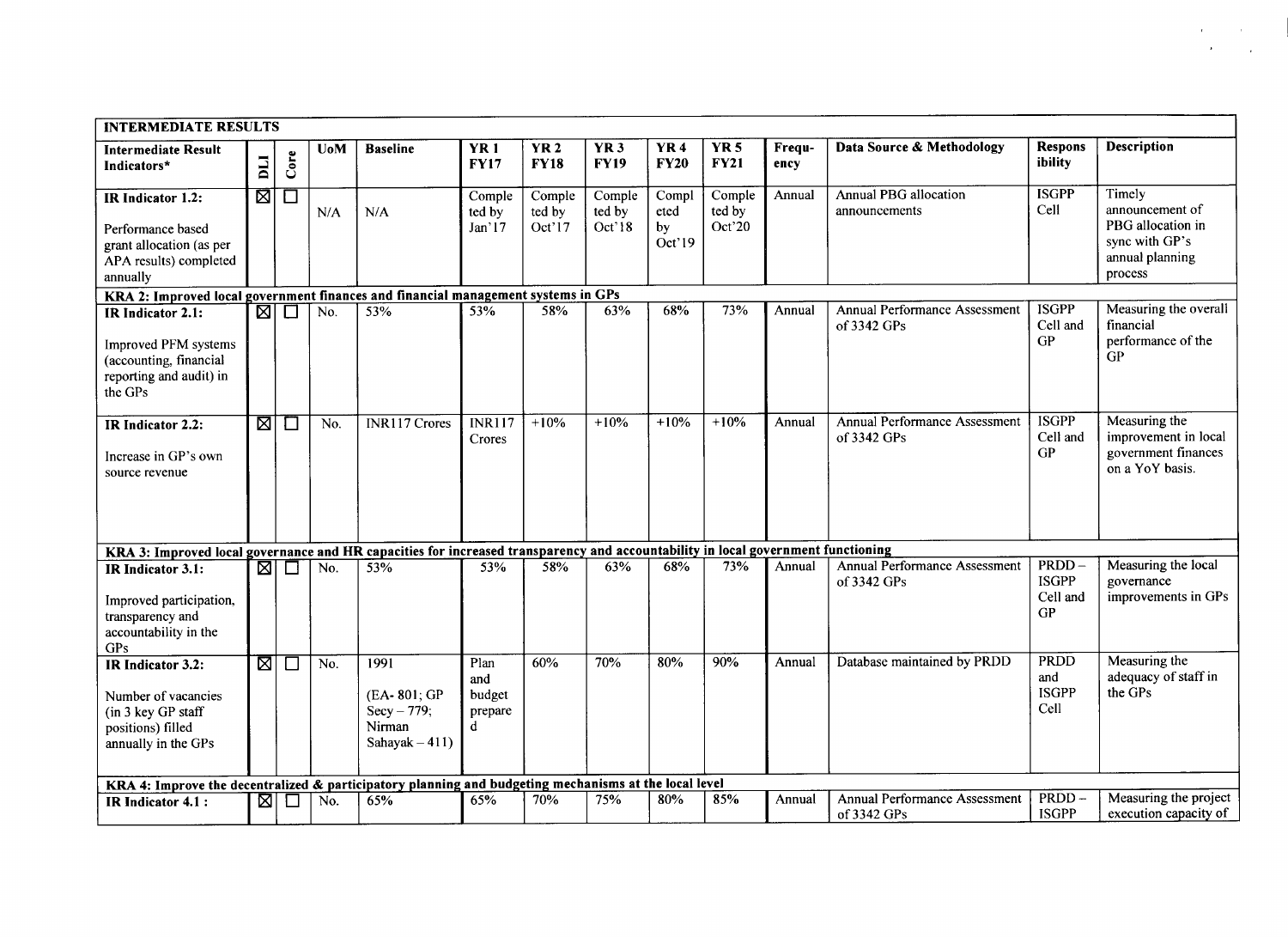| INTERMEDIATE RESULTS | | | | | | | | | | | | | | |
|---|---|---|---|---|---|---|---|---|---|---|---|---|---|---|
| **Intermediate Result Indicators*** | **DLI** | **Core** | **UoM** | **Baseline** | **YR 1 FY17** | **YR 2 FY18** | **YR 3 FY19** | **YR 4 FY20** | **YR 5 FY21** | **Frequ-ency** | **Data Source & Methodology** | **Respons ibility** | **Description** |
| **IR Indicator 1.2:** Performance based grant allocation (as per APA results) completed annually | ☒ | ☐ | N/A | N/A | Completed by Jan'17 | Completed by Oct'17 | Completed by Oct'18 | Completed by Oct'19 | Completed by Oct'20 | Annual | Annual PBG allocation announcements | ISGPP Cell | Timely announcement of PBG allocation in sync with GP's annual planning process |
| **KRA 2: Improved local government finances and financial management systems in GPs** | | | | | | | | | | | | | |
| **IR Indicator 2.1:** Improved PFM systems (accounting, financial reporting and audit) in the GPs | ☒ | ☐ | No. | 53% | 53% | 58% | 63% | 68% | 73% | Annual | Annual Performance Assessment of 3342 GPs | ISGPP Cell and GP | Measuring the overall financial performance of the GP |
| **IR Indicator 2.2:** Increase in GP's own source revenue | ☒ | ☐ | No. | INR117 Crores | INR117 Crores | +10% | +10% | +10% | +10% | Annual | Annual Performance Assessment of 3342 GPs | ISGPP Cell and GP | Measuring the improvement in local government finances on a YoY basis. |
| **KRA 3: Improved local governance and HR capacities for increased transparency and accountability in local government functioning** | | | | | | | | | | | | | |
| **IR Indicator 3.1:** Improved participation, transparency and accountability in the GPs | ☒ | ☐ | No. | 53% | 53% | 58% | 63% | 68% | 73% | Annual | Annual Performance Assessment of 3342 GPs | PRDD – ISGPP Cell and GP | Measuring the local governance improvements in GPs |
| **IR Indicator 3.2:** Number of vacancies (in 3 key GP staff positions) filled annually in the GPs | ☒ | ☐ | No. | 1991 (EA- 801; GP Secy – 779; Nirman Sahayak – 411) | Plan and budget prepared | 60% | 70% | 80% | 90% | Annual | Database maintained by PRDD | PRDD and ISGPP Cell | Measuring the adequacy of staff in the GPs |
| **KRA 4: Improve the decentralized & participatory planning and budgeting mechanisms at the local level** | | | | | | | | | | | | | |
| **IR Indicator 4.1 :** | ☒ | ☐ | No. | 65% | 65% | 70% | 75% | 80% | 85% | Annual | Annual Performance Assessment of 3342 GPs | PRDD – ISGPP | Measuring the project execution capacity of |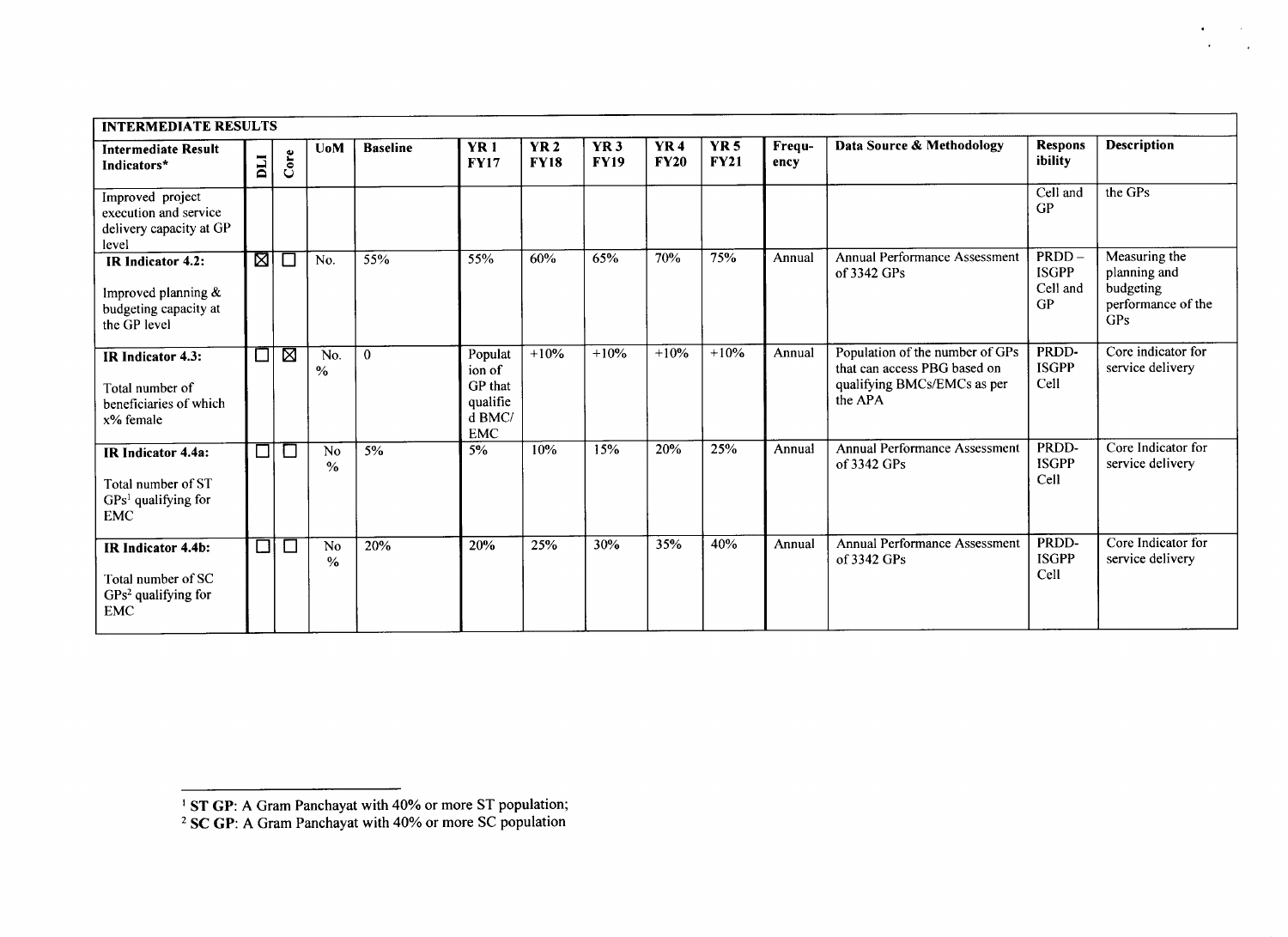| INTERMEDIATE RESULTS | | | | | | | | | | | | | | |
|---|---|---|---|---|---|---|---|---|---|---|---|---|---|---|
| **Intermediate Result Indicators*** | **DLI** | **Core** | **UoM** | **Baseline** | **YR 1 FY17** | **YR 2 FY18** | **YR 3 FY19** | **YR 4 FY20** | **YR 5 FY21** | **Frequency** | **Data Source & Methodology** | **Responsibility** | **Description** |
| Improved project execution and service delivery capacity at GP level | | | | | | | | | | | | Cell and GP | the GPs |
| **IR Indicator 4.2:** Improved planning & budgeting capacity at the GP level | ☒ | ☐ | No. | 55% | 55% | 60% | 65% | 70% | 75% | Annual | Annual Performance Assessment of 3342 GPs | PRDD – ISGPP Cell and GP | Measuring the planning and budgeting performance of the GPs |
| **IR Indicator 4.3:** Total number of beneficiaries of which x% female | ☐ | ☒ | No. % | 0 | Population of GP that qualified BMC/ EMC | +10% | +10% | +10% | +10% | Annual | Population of the number of GPs that can access PBG based on qualifying BMCs/EMCs as per the APA | PRDD-ISGPP Cell | Core indicator for service delivery |
| **IR Indicator 4.4a:** Total number of ST GPs[1] qualifying for EMC | ☐ | ☐ | No % | 5% | 5% | 10% | 15% | 20% | 25% | Annual | Annual Performance Assessment of 3342 GPs | PRDD-ISGPP Cell | Core Indicator for service delivery |
| **IR Indicator 4.4b:** Total number of SC GPs[2] qualifying for EMC | ☐ | ☐ | No % | 20% | 20% | 25% | 30% | 35% | 40% | Annual | Annual Performance Assessment of 3342 GPs | PRDD-ISGPP Cell | Core Indicator for service delivery |

[1] **ST GP**: A Gram Panchayat with 40% or more ST population;
[2] **SC GP**: A Gram Panchayat with 40% or more SC population